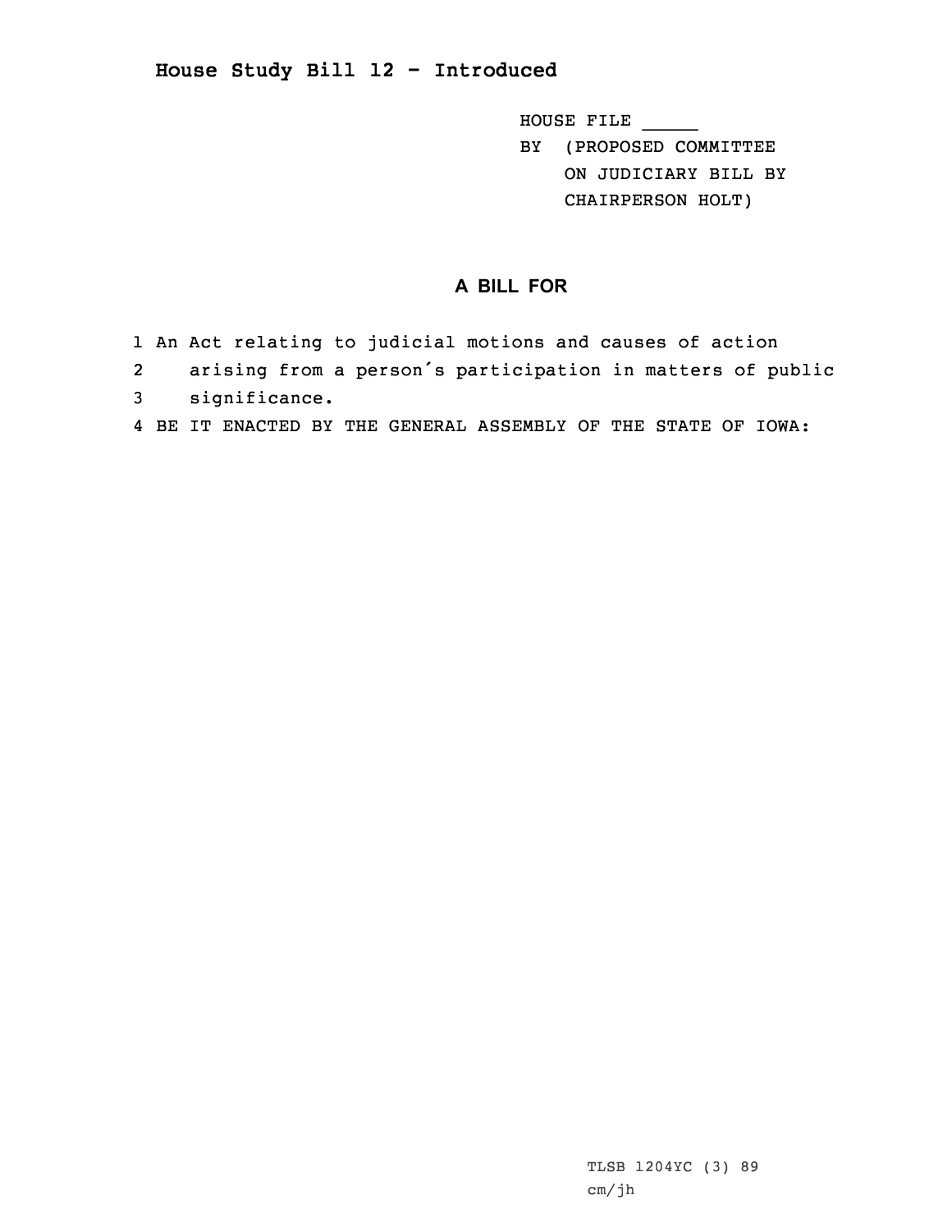# House Study Bill 12 - Introduced

HOUSE FILE _____
BY (PROPOSED COMMITTEE
ON JUDICIARY BILL BY
CHAIRPERSON HOLT)

## A BILL FOR

1 An Act relating to judicial motions and causes of action
2 arising from a person's participation in matters of public
3 significance.
4 BE IT ENACTED BY THE GENERAL ASSEMBLY OF THE STATE OF IOWA:

TLSB 1204YC (3) 89
cm/jh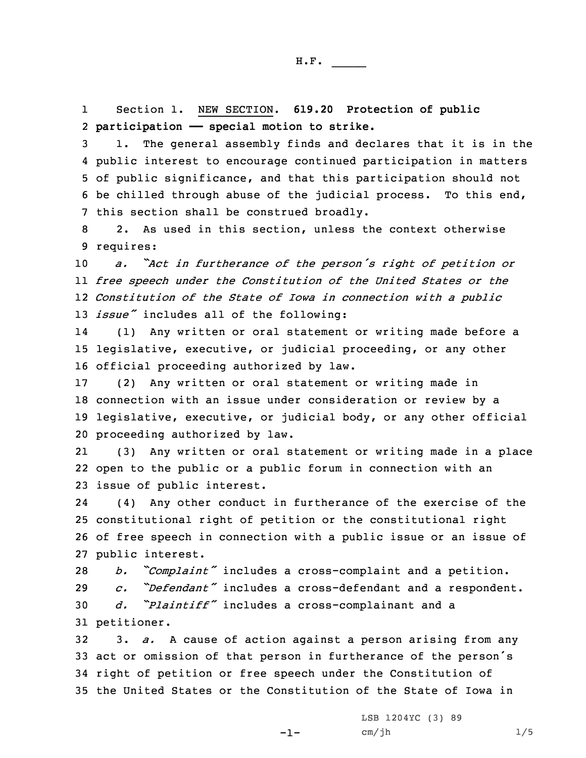H.F. _____

Section 1. NEW SECTION. **619.20 Protection of public participation —— special motion to strike.**

1. The general assembly finds and declares that it is in the public interest to encourage continued participation in matters of public significance, and that this participation should not be chilled through abuse of the judicial process. To this end, this section shall be construed broadly.

2. As used in this section, unless the context otherwise requires:

*a. "Act in furtherance of the person's right of petition or free speech under the Constitution of the United States or the Constitution of the State of Iowa in connection with a public issue"* includes all of the following:

(1) Any written or oral statement or writing made before a legislative, executive, or judicial proceeding, or any other official proceeding authorized by law.

(2) Any written or oral statement or writing made in connection with an issue under consideration or review by a legislative, executive, or judicial body, or any other official proceeding authorized by law.

(3) Any written or oral statement or writing made in a place open to the public or a public forum in connection with an issue of public interest.

(4) Any other conduct in furtherance of the exercise of the constitutional right of petition or the constitutional right of free speech in connection with a public issue or an issue of public interest.

*b. "Complaint"* includes a cross-complaint and a petition.

*c. "Defendant"* includes a cross-defendant and a respondent.

*d. "Plaintiff"* includes a cross-complainant and a petitioner.

3. *a.* A cause of action against a person arising from any act or omission of that person in furtherance of the person's right of petition or free speech under the Constitution of the United States or the Constitution of the State of Iowa in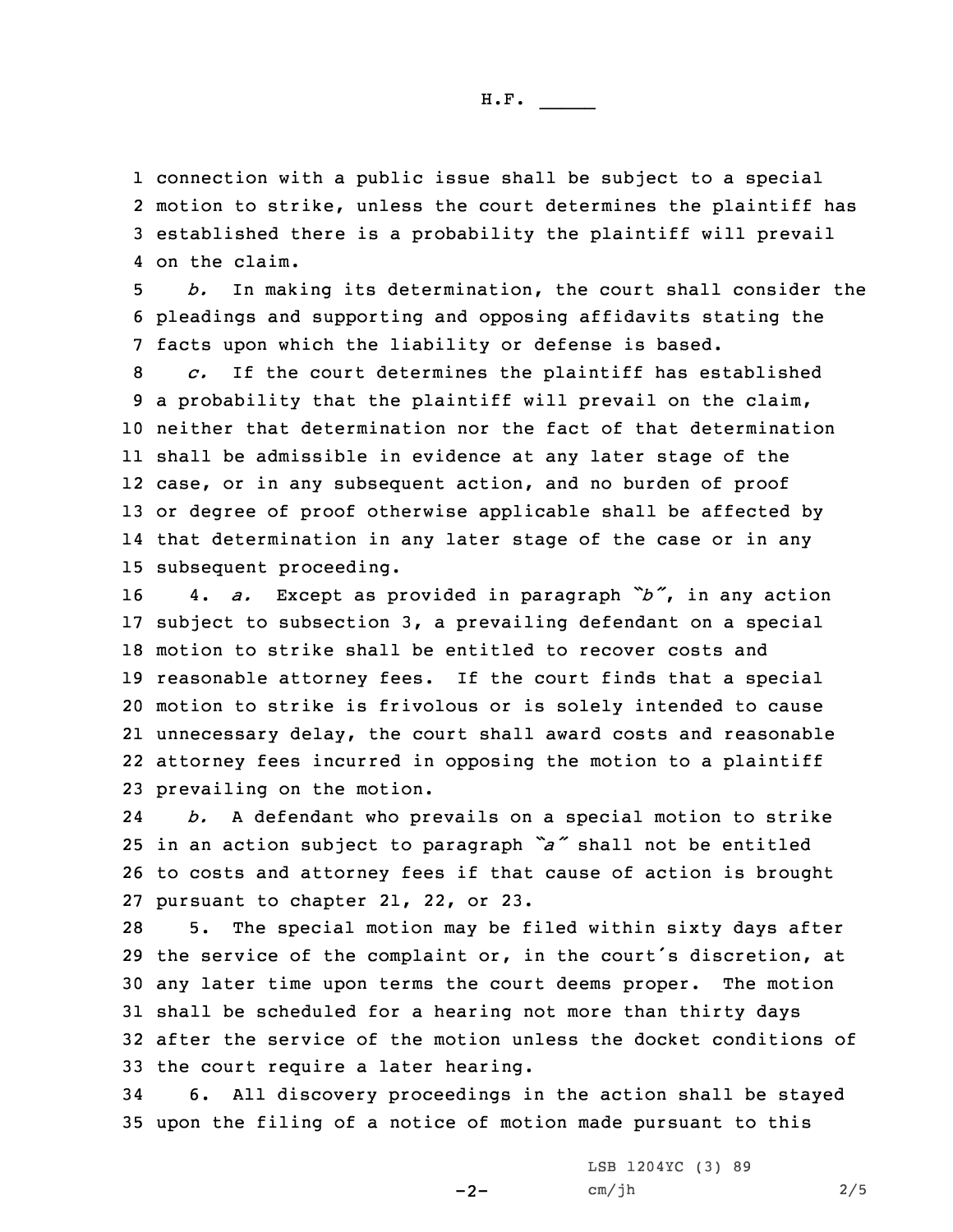connection with a public issue shall be subject to a special motion to strike, unless the court determines the plaintiff has established there is a probability the plaintiff will prevail on the claim.

*b.* In making its determination, the court shall consider the pleadings and supporting and opposing affidavits stating the facts upon which the liability or defense is based.

*c.* If the court determines the plaintiff has established a probability that the plaintiff will prevail on the claim, neither that determination nor the fact of that determination shall be admissible in evidence at any later stage of the case, or in any subsequent action, and no burden of proof or degree of proof otherwise applicable shall be affected by that determination in any later stage of the case or in any subsequent proceeding.

4. *a.* Except as provided in paragraph *"b"*, in any action subject to subsection 3, a prevailing defendant on a special motion to strike shall be entitled to recover costs and reasonable attorney fees. If the court finds that a special motion to strike is frivolous or is solely intended to cause unnecessary delay, the court shall award costs and reasonable attorney fees incurred in opposing the motion to a plaintiff prevailing on the motion.

*b.* A defendant who prevails on a special motion to strike in an action subject to paragraph *"a"* shall not be entitled to costs and attorney fees if that cause of action is brought pursuant to chapter 21, 22, or 23.

5. The special motion may be filed within sixty days after the service of the complaint or, in the court's discretion, at any later time upon terms the court deems proper. The motion shall be scheduled for a hearing not more than thirty days after the service of the motion unless the docket conditions of the court require a later hearing.

6. All discovery proceedings in the action shall be stayed upon the filing of a notice of motion made pursuant to this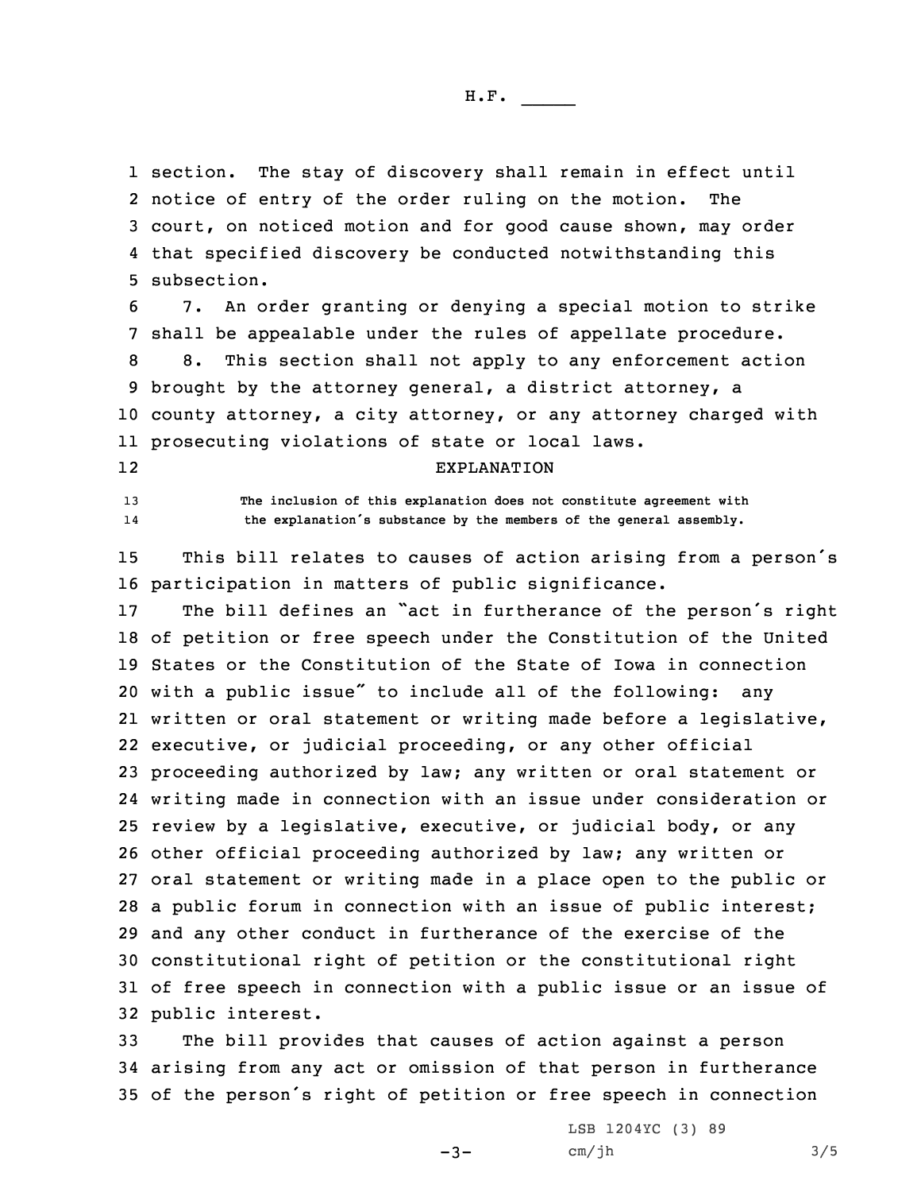section. The stay of discovery shall remain in effect until notice of entry of the order ruling on the motion. The court, on noticed motion and for good cause shown, may order that specified discovery be conducted notwithstanding this subsection.

7. An order granting or denying a special motion to strike shall be appealable under the rules of appellate procedure.

8. This section shall not apply to any enforcement action brought by the attorney general, a district attorney, a county attorney, a city attorney, or any attorney charged with prosecuting violations of state or local laws.

EXPLANATION

The inclusion of this explanation does not constitute agreement with the explanation's substance by the members of the general assembly.

This bill relates to causes of action arising from a person's participation in matters of public significance.

The bill defines an "act in furtherance of the person's right of petition or free speech under the Constitution of the United States or the Constitution of the State of Iowa in connection with a public issue" to include all of the following: any written or oral statement or writing made before a legislative, executive, or judicial proceeding, or any other official proceeding authorized by law; any written or oral statement or writing made in connection with an issue under consideration or review by a legislative, executive, or judicial body, or any other official proceeding authorized by law; any written or oral statement or writing made in a place open to the public or a public forum in connection with an issue of public interest; and any other conduct in furtherance of the exercise of the constitutional right of petition or the constitutional right of free speech in connection with a public issue or an issue of public interest.

The bill provides that causes of action against a person arising from any act or omission of that person in furtherance of the person's right of petition or free speech in connection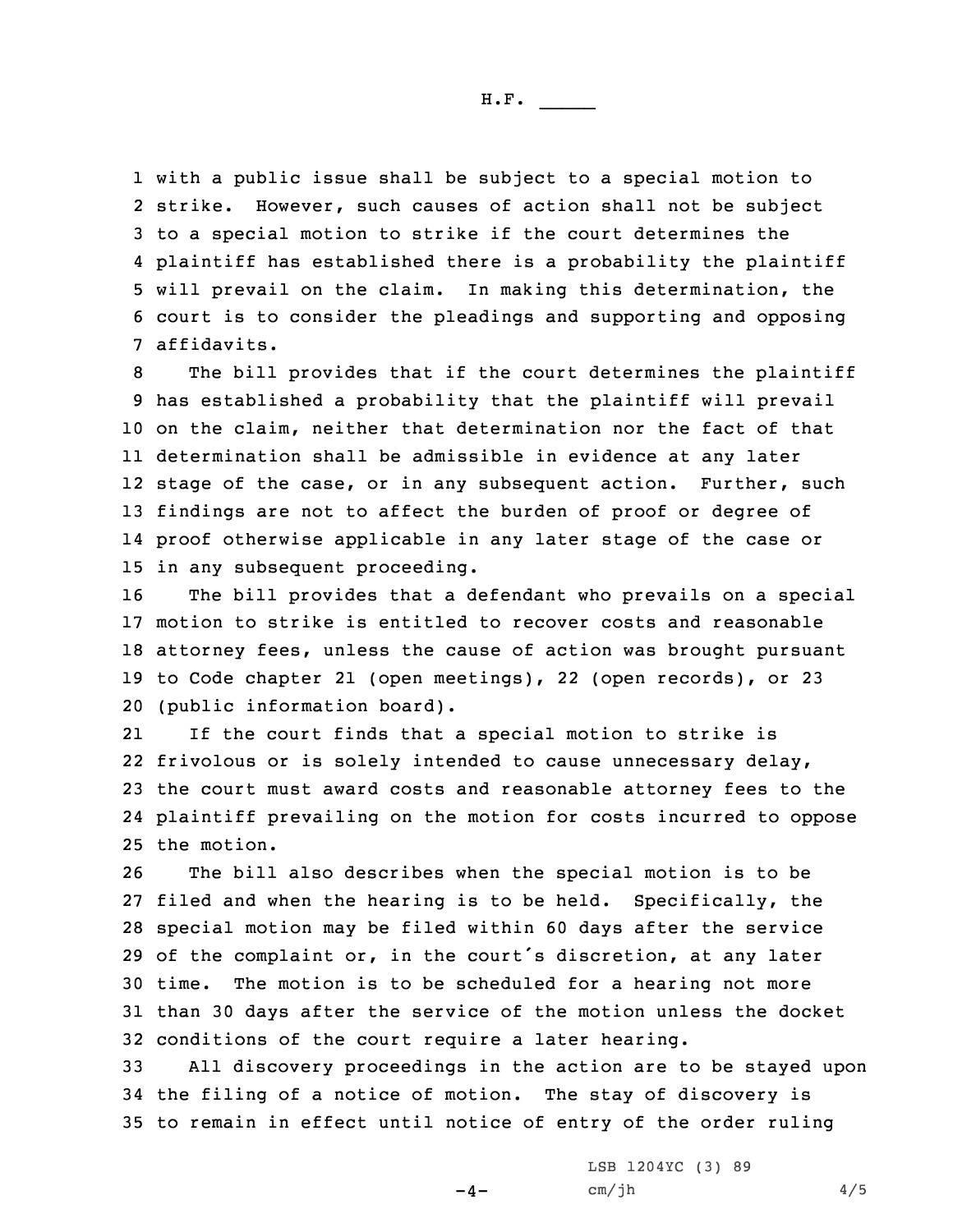with a public issue shall be subject to a special motion to strike. However, such causes of action shall not be subject to a special motion to strike if the court determines the plaintiff has established there is a probability the plaintiff will prevail on the claim. In making this determination, the court is to consider the pleadings and supporting and opposing affidavits.

The bill provides that if the court determines the plaintiff has established a probability that the plaintiff will prevail on the claim, neither that determination nor the fact of that determination shall be admissible in evidence at any later stage of the case, or in any subsequent action. Further, such findings are not to affect the burden of proof or degree of proof otherwise applicable in any later stage of the case or in any subsequent proceeding.

The bill provides that a defendant who prevails on a special motion to strike is entitled to recover costs and reasonable attorney fees, unless the cause of action was brought pursuant to Code chapter 21 (open meetings), 22 (open records), or 23 (public information board).

If the court finds that a special motion to strike is frivolous or is solely intended to cause unnecessary delay, the court must award costs and reasonable attorney fees to the plaintiff prevailing on the motion for costs incurred to oppose the motion.

The bill also describes when the special motion is to be filed and when the hearing is to be held. Specifically, the special motion may be filed within 60 days after the service of the complaint or, in the court's discretion, at any later time. The motion is to be scheduled for a hearing not more than 30 days after the service of the motion unless the docket conditions of the court require a later hearing.

All discovery proceedings in the action are to be stayed upon the filing of a notice of motion. The stay of discovery is to remain in effect until notice of entry of the order ruling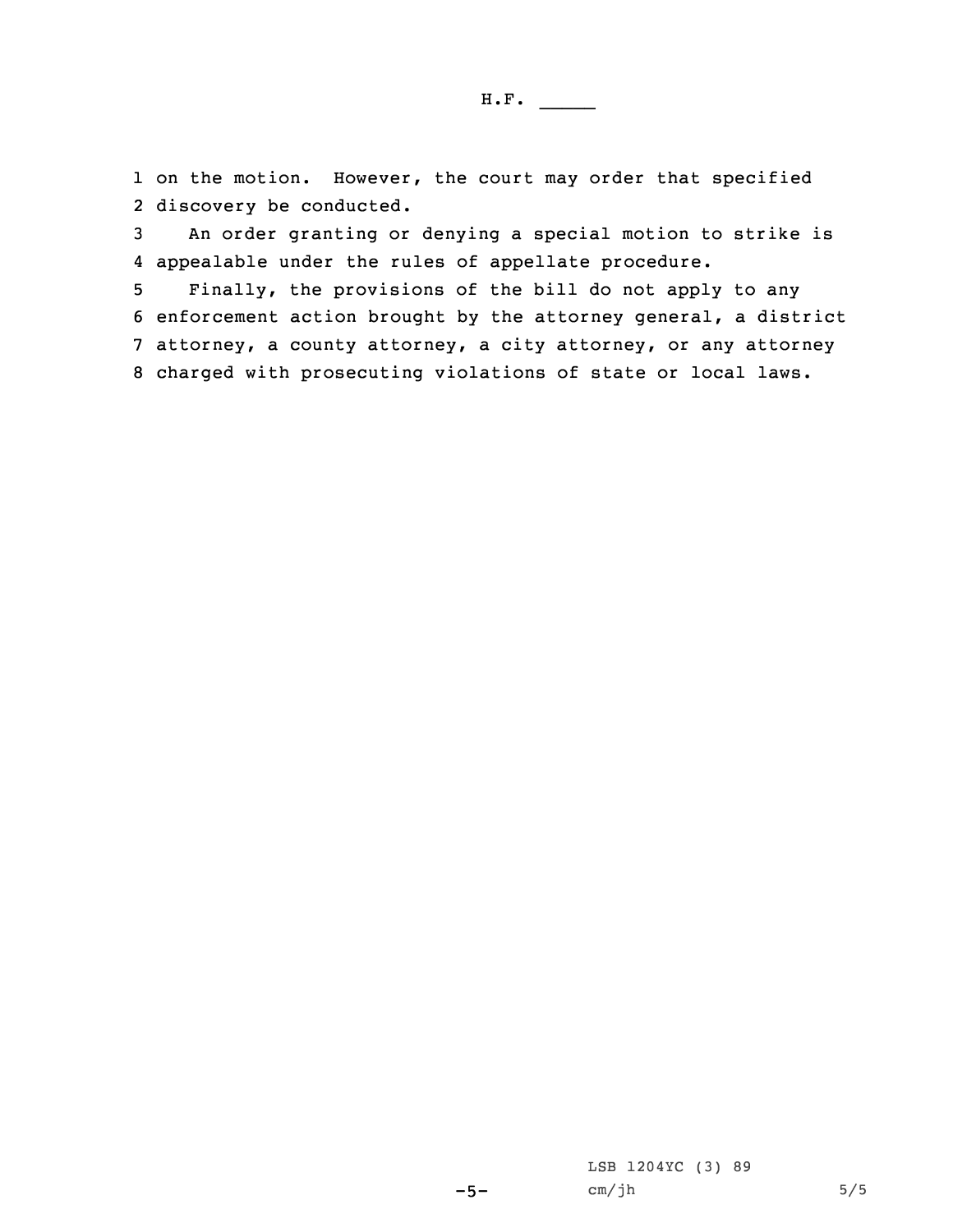on the motion. However, the court may order that specified discovery be conducted.

An order granting or denying a special motion to strike is appealable under the rules of appellate procedure.

Finally, the provisions of the bill do not apply to any enforcement action brought by the attorney general, a district attorney, a county attorney, a city attorney, or any attorney charged with prosecuting violations of state or local laws.